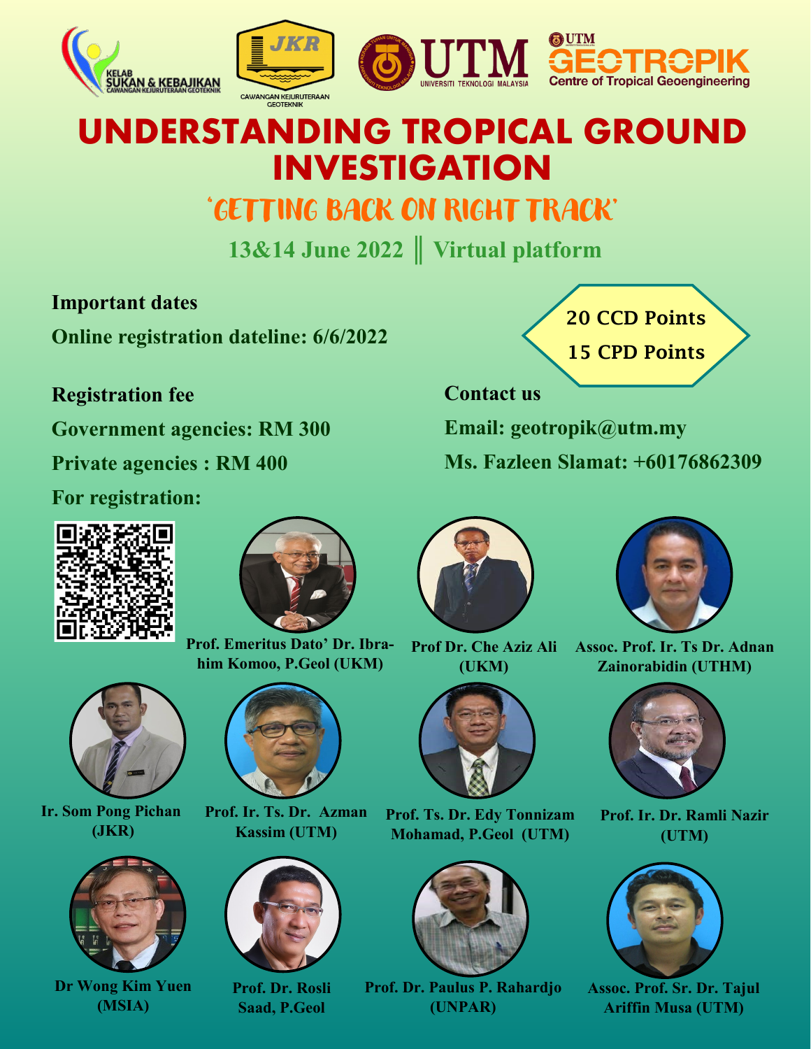KELAB SUKAN & KEBAJIKAN CAWANGAN KEJURUTERAAN GEOTEKNIK

JKR CAWANGAN KEJURUTERAAN GEOTEKNIK

UTM UNIVERSITI TEKNOLOGI MALAYSIA

UTM GEOTROPIK Centre of Tropical Geoengineering

# UNDERSTANDING TROPICAL GROUND INVESTIGATION

## 'GETTING BACK ON RIGHT TRACK'

**13&14 June 2022 ║ Virtual platform**

**Important dates**

**Online registration dateline: 6/6/2022**

**20 CCD Points**

**15 CPD Points**

**Registration fee**

**Government agencies: RM 300**

**Private agencies : RM 400**

**For registration:**

**Contact us**

**Email: geotropik@utm.my**

**Ms. Fazleen Slamat: +60176862309**

**Prof. Emeritus Dato' Dr. Ibrahim Komoo, P.Geol (UKM)**

**Prof Dr. Che Aziz Ali (UKM)**

**Assoc. Prof. Ir. Ts Dr. Adnan Zainorabidin (UTHM)**

**Ir. Som Pong Pichan (JKR)**

**Prof. Ir. Ts. Dr. Azman Kassim (UTM)**

**Prof. Ts. Dr. Edy Tonnizam Mohamad, P.Geol (UTM)**

**Prof. Ir. Dr. Ramli Nazir (UTM)**

**Dr Wong Kim Yuen (MSIA)**

**Prof. Dr. Rosli Saad, P.Geol**

**Prof. Dr. Paulus P. Rahardjo (UNPAR)**

**Assoc. Prof. Sr. Dr. Tajul Ariffin Musa (UTM)**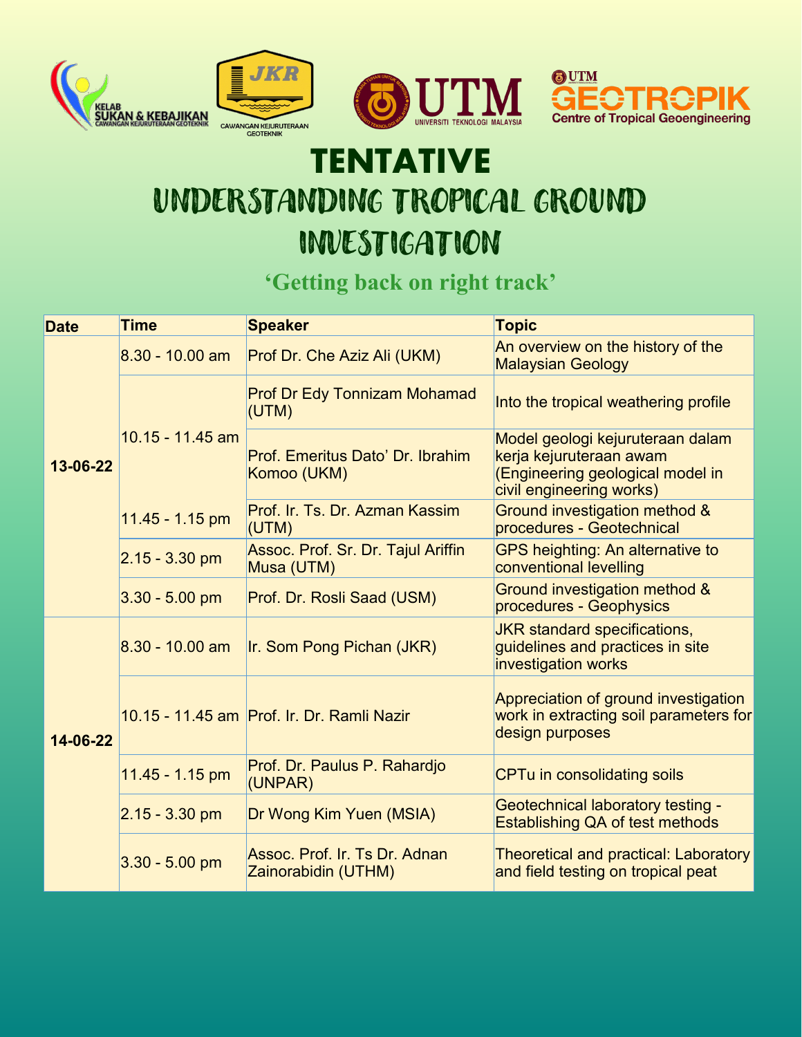KELAB SUKAN & KEBAJIKAN CAWANGAN KEJURUTERAAN GEOTEKNIK

JKR CAWANGAN KEJURUTERAAN GEOTEKNIK

UTM UNIVERSITI TEKNOLOGI MALAYSIA

UTM GEOTROPIK Centre of Tropical Geoengineering

# TENTATIVE

# UNDERSTANDING TROPICAL GROUND INVESTIGATION

## 'Getting back on right track'

| Date | Time | Speaker | Topic |
|---|---|---|---|
| 13-06-22 | 8.30 - 10.00 am | Prof Dr. Che Aziz Ali (UKM) | An overview on the history of the Malaysian Geology |
| | 10.15 - 11.45 am | Prof Dr Edy Tonnizam Mohamad (UTM) | Into the tropical weathering profile |
| | | Prof. Emeritus Dato' Dr. Ibrahim Komoo (UKM) | Model geologi kejuruteraan dalam kerja kejuruteraan awam (Engineering geological model in civil engineering works) |
| | 11.45 - 1.15 pm | Prof. Ir. Ts. Dr. Azman Kassim (UTM) | Ground investigation method & procedures - Geotechnical |
| | 2.15 - 3.30 pm | Assoc. Prof. Sr. Dr. Tajul Ariffin Musa (UTM) | GPS heighting: An alternative to conventional levelling |
| | 3.30 - 5.00 pm | Prof. Dr. Rosli Saad (USM) | Ground investigation method & procedures - Geophysics |
| 14-06-22 | 8.30 - 10.00 am | Ir. Som Pong Pichan (JKR) | JKR standard specifications, guidelines and practices in site investigation works |
| | 10.15 - 11.45 am | Prof. Ir. Dr. Ramli Nazir | Appreciation of ground investigation work in extracting soil parameters for design purposes |
| | 11.45 - 1.15 pm | Prof. Dr. Paulus P. Rahardjo (UNPAR) | CPTu in consolidating soils |
| | 2.15 - 3.30 pm | Dr Wong Kim Yuen (MSIA) | Geotechnical laboratory testing - Establishing QA of test methods |
| | 3.30 - 5.00 pm | Assoc. Prof. Ir. Ts Dr. Adnan Zainorabidin (UTHM) | Theoretical and practical: Laboratory and field testing on tropical peat |